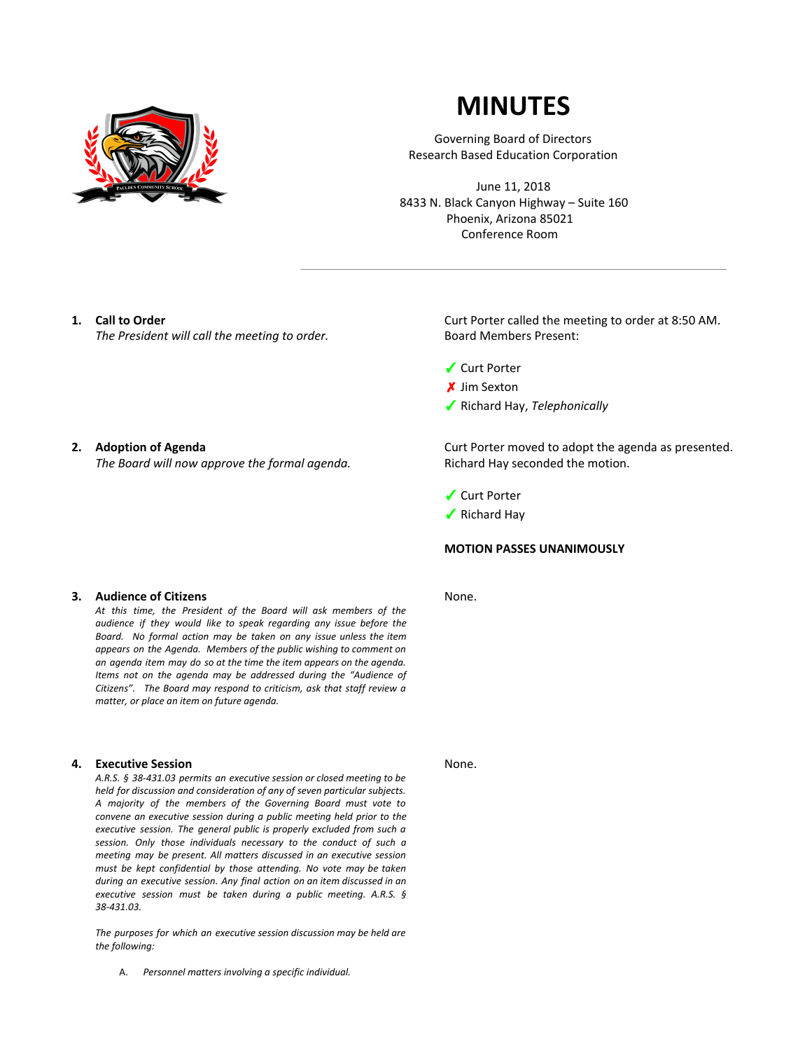# MINUTES

Governing Board of Directors
Research Based Education Corporation

June 11, 2018
8433 N. Black Canyon Highway – Suite 160
Phoenix, Arizona 85021
Conference Room

---

**1. Call to Order**
*The President will call the meeting to order.*

Curt Porter called the meeting to order at 8:50 AM.
Board Members Present:

- ✓ Curt Porter
- ✗ Jim Sexton
- ✓ Richard Hay, *Telephonically*

**2. Adoption of Agenda**
*The Board will now approve the formal agenda.*

Curt Porter moved to adopt the agenda as presented.
Richard Hay seconded the motion.

- ✓ Curt Porter
- ✓ Richard Hay

**MOTION PASSES UNANIMOUSLY**

**3. Audience of Citizens**
*At this time, the President of the Board will ask members of the audience if they would like to speak regarding any issue before the Board. No formal action may be taken on any issue unless the item appears on the Agenda. Members of the public wishing to comment on an agenda item may do so at the time the item appears on the agenda. Items not on the agenda may be addressed during the "Audience of Citizens". The Board may respond to criticism, ask that staff review a matter, or place an item on future agenda.*

None.

**4. Executive Session**
*A.R.S. § 38-431.03 permits an executive session or closed meeting to be held for discussion and consideration of any of seven particular subjects. A majority of the members of the Governing Board must vote to convene an executive session during a public meeting held prior to the executive session. The general public is properly excluded from such a session. Only those individuals necessary to the conduct of such a meeting may be present. All matters discussed in an executive session must be kept confidential by those attending. No vote may be taken during an executive session. Any final action on an item discussed in an executive session must be taken during a public meeting. A.R.S. § 38-431.03.*

*The purposes for which an executive session discussion may be held are the following:*

A. *Personnel matters involving a specific individual.*

None.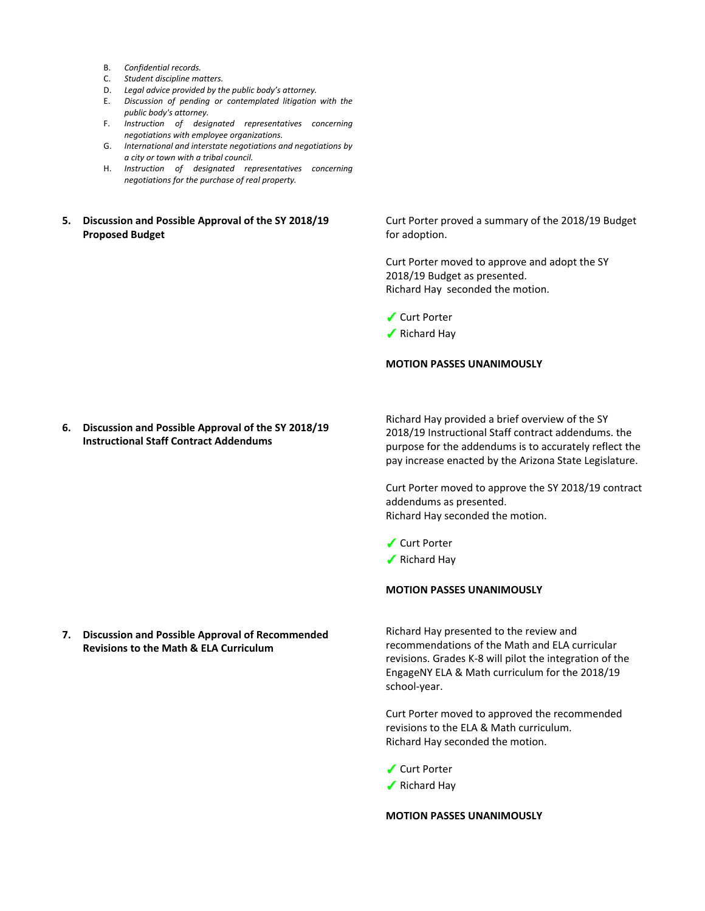B. *Confidential records.*
C. *Student discipline matters.*
D. *Legal advice provided by the public body's attorney.*
E. *Discussion of pending or contemplated litigation with the public body's attorney.*
F. *Instruction of designated representatives concerning negotiations with employee organizations.*
G. *International and interstate negotiations and negotiations by a city or town with a tribal council.*
H. *Instruction of designated representatives concerning negotiations for the purchase of real property.*

**5. Discussion and Possible Approval of the SY 2018/19 Proposed Budget**

Curt Porter proved a summary of the 2018/19 Budget for adoption.

Curt Porter moved to approve and adopt the SY 2018/19 Budget as presented.
Richard Hay seconded the motion.

✓ Curt Porter
✓ Richard Hay

**MOTION PASSES UNANIMOUSLY**

**6. Discussion and Possible Approval of the SY 2018/19 Instructional Staff Contract Addendums**

Richard Hay provided a brief overview of the SY 2018/19 Instructional Staff contract addendums. the purpose for the addendums is to accurately reflect the pay increase enacted by the Arizona State Legislature.

Curt Porter moved to approve the SY 2018/19 contract addendums as presented.
Richard Hay seconded the motion.

✓ Curt Porter
✓ Richard Hay

**MOTION PASSES UNANIMOUSLY**

**7. Discussion and Possible Approval of Recommended Revisions to the Math & ELA Curriculum**

Richard Hay presented to the review and recommendations of the Math and ELA curricular revisions. Grades K-8 will pilot the integration of the EngageNY ELA & Math curriculum for the 2018/19 school-year.

Curt Porter moved to approved the recommended revisions to the ELA & Math curriculum.
Richard Hay seconded the motion.

✓ Curt Porter
✓ Richard Hay

**MOTION PASSES UNANIMOUSLY**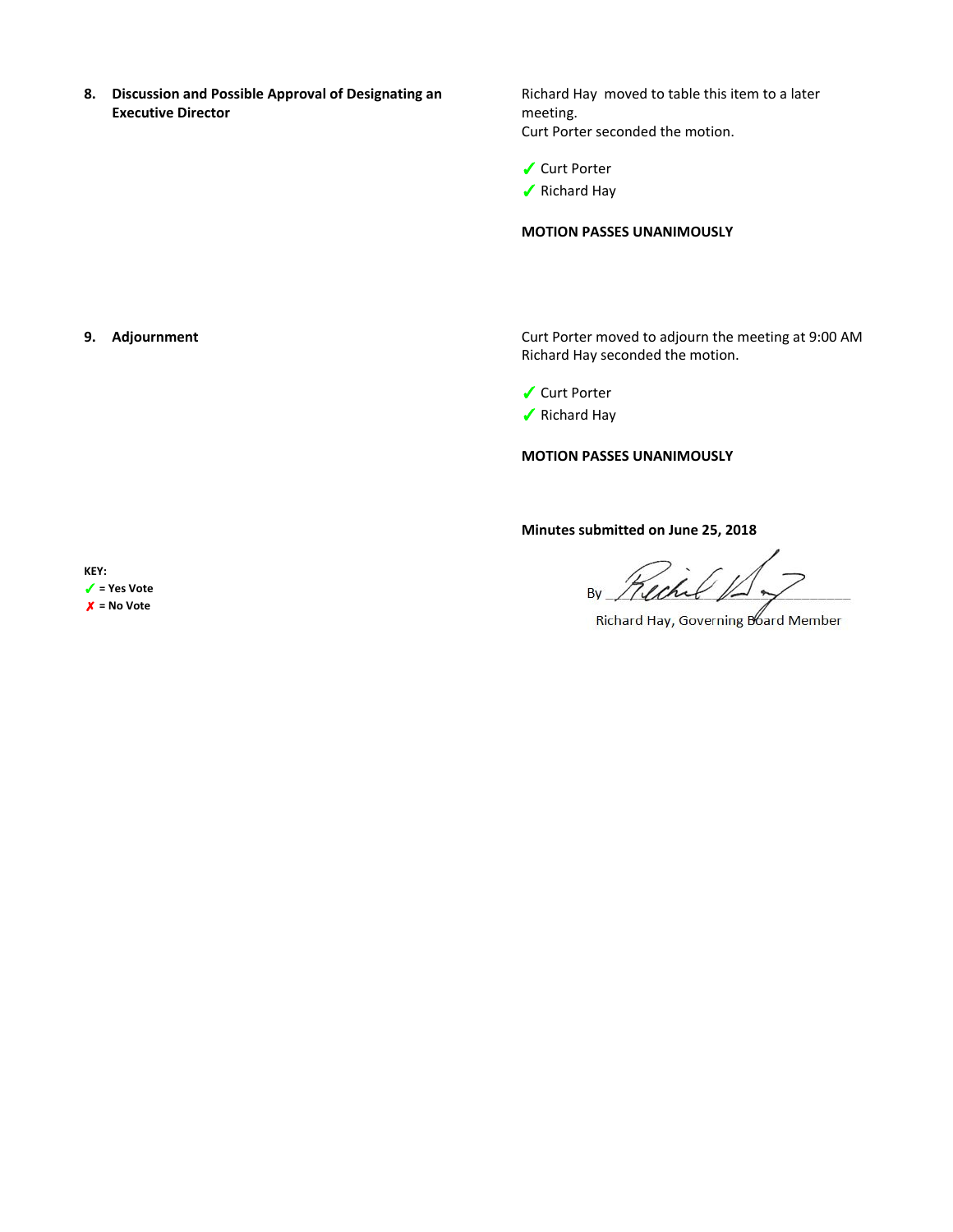**8. Discussion and Possible Approval of Designating an Executive Director**

Richard Hay moved to table this item to a later meeting.
Curt Porter seconded the motion.

✓ Curt Porter
✓ Richard Hay

**MOTION PASSES UNANIMOUSLY**

**9. Adjournment**

Curt Porter moved to adjourn the meeting at 9:00 AM
Richard Hay seconded the motion.

✓ Curt Porter
✓ Richard Hay

**MOTION PASSES UNANIMOUSLY**

**Minutes submitted on June 25, 2018**

By ______________________

Richard Hay, Governing Board Member

**KEY:**
**✓ = Yes Vote**
**✗ = No Vote**